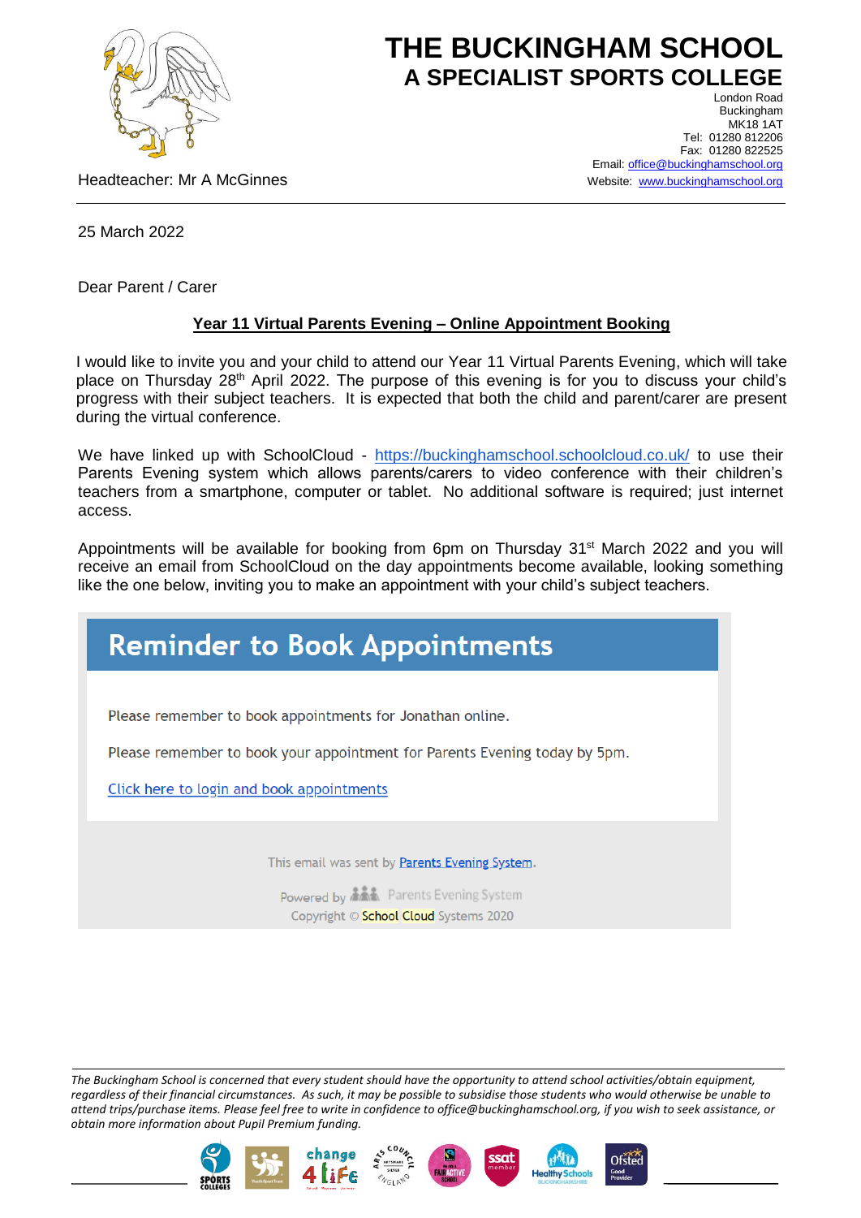# THE BUCKINGHAM SCHOOL
## A SPECIALIST SPORTS COLLEGE

London Road
Buckingham
MK18 1AT
Tel: 01280 812206
Fax: 01280 822525
Email: office@buckinghamschool.org
Website: www.buckinghamschool.org

Headteacher: Mr A McGinnes

25 March 2022

Dear Parent / Carer

**Year 11 Virtual Parents Evening – Online Appointment Booking**

I would like to invite you and your child to attend our Year 11 Virtual Parents Evening, which will take place on Thursday 28th April 2022. The purpose of this evening is for you to discuss your child's progress with their subject teachers. It is expected that both the child and parent/carer are present during the virtual conference.

We have linked up with SchoolCloud - https://buckinghamschool.schoolcloud.co.uk/ to use their Parents Evening system which allows parents/carers to video conference with their children's teachers from a smartphone, computer or tablet. No additional software is required; just internet access.

Appointments will be available for booking from 6pm on Thursday 31st March 2022 and you will receive an email from SchoolCloud on the day appointments become available, looking something like the one below, inviting you to make an appointment with your child's subject teachers.

> **Reminder to Book Appointments**
>
> Please remember to book appointments for Jonathan online.
>
> Please remember to book your appointment for Parents Evening today by 5pm.
>
> Click here to login and book appointments
>
> This email was sent by Parents Evening System.
>
> Powered by Parents Evening System
> Copyright © School Cloud Systems 2020

*The Buckingham School is concerned that every student should have the opportunity to attend school activities/obtain equipment, regardless of their financial circumstances. As such, it may be possible to subsidise those students who would otherwise be unable to attend trips/purchase items. Please feel free to write in confidence to office@buckinghamschool.org, if you wish to seek assistance, or obtain more information about Pupil Premium funding.*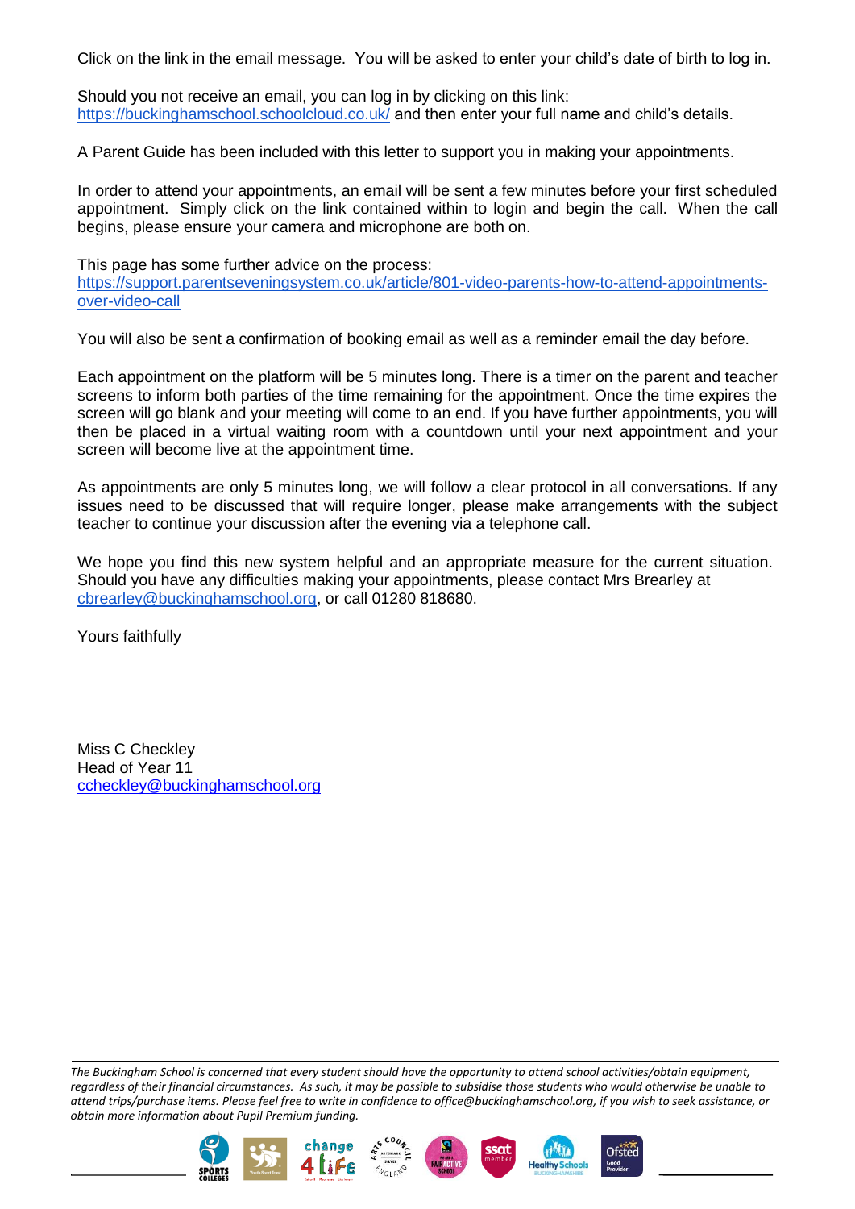Click on the link in the email message. You will be asked to enter your child's date of birth to log in.

Should you not receive an email, you can log in by clicking on this link: https://buckinghamschool.schoolcloud.co.uk/ and then enter your full name and child's details.

A Parent Guide has been included with this letter to support you in making your appointments.

In order to attend your appointments, an email will be sent a few minutes before your first scheduled appointment. Simply click on the link contained within to login and begin the call. When the call begins, please ensure your camera and microphone are both on.

This page has some further advice on the process: https://support.parentseveningsystem.co.uk/article/801-video-parents-how-to-attend-appointments-over-video-call

You will also be sent a confirmation of booking email as well as a reminder email the day before.

Each appointment on the platform will be 5 minutes long. There is a timer on the parent and teacher screens to inform both parties of the time remaining for the appointment. Once the time expires the screen will go blank and your meeting will come to an end. If you have further appointments, you will then be placed in a virtual waiting room with a countdown until your next appointment and your screen will become live at the appointment time.

As appointments are only 5 minutes long, we will follow a clear protocol in all conversations. If any issues need to be discussed that will require longer, please make arrangements with the subject teacher to continue your discussion after the evening via a telephone call.

We hope you find this new system helpful and an appropriate measure for the current situation. Should you have any difficulties making your appointments, please contact Mrs Brearley at cbrearley@buckinghamschool.org, or call 01280 818680.

Yours faithfully

Miss C Checkley
Head of Year 11
ccheckley@buckinghamschool.org

*The Buckingham School is concerned that every student should have the opportunity to attend school activities/obtain equipment, regardless of their financial circumstances. As such, it may be possible to subsidise those students who would otherwise be unable to attend trips/purchase items. Please feel free to write in confidence to office@buckinghamschool.org, if you wish to seek assistance, or obtain more information about Pupil Premium funding.*